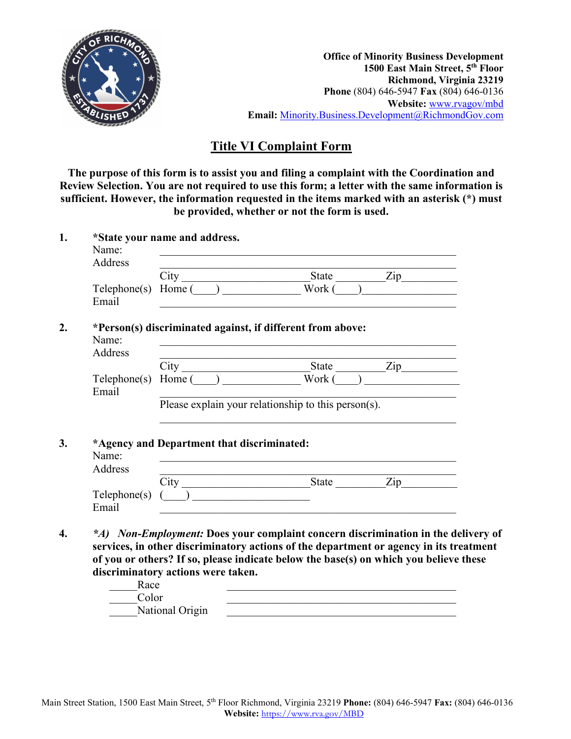**Office of Minority Business Development**
**1500 East Main Street, 5th Floor**
**Richmond, Virginia 23219**
**Phone** (804) 646-5947 **Fax** (804) 646-0136
**Website:** www.rvagov/mbd
**Email:** Minority.Business.Development@RichmondGov.com

# Title VI Complaint Form

**The purpose of this form is to assist you and filing a complaint with the Coordination and Review Selection. You are not required to use this form; a letter with the same information is sufficient. However, the information requested in the items marked with an asterisk (*) must be provided, whether or not the form is used.**

**1. *State your name and address.**

Name: ______________________________________________

Address ______________________________________________

City ______________________ State __________ Zip__________

Telephone(s) Home (____) ______________ Work (____)_________________

Email ______________________________________________

**2. *Person(s) discriminated against, if different from above:**

Name: ______________________________________________

Address ______________________________________________

City ______________________ State __________ Zip__________

Telephone(s) Home (____) ______________ Work (____) _________________

Email ______________________________________________

Please explain your relationship to this person(s).

______________________________________________

**3. *Agency and Department that discriminated:**

Name: ______________________________________________

Address ______________________________________________

City ______________________ State __________ Zip__________

Telephone(s) (____) ______________________

Email ______________________________________________

**4.** ***A) Non-Employment:* Does your complaint concern discrimination in the delivery of services, in other discriminatory actions of the department or agency in its treatment of you or others? If so, please indicate below the base(s) on which you believe these discriminatory actions were taken.**

_____Race ________________________________________

_____Color ________________________________________

_____National Origin ________________________________________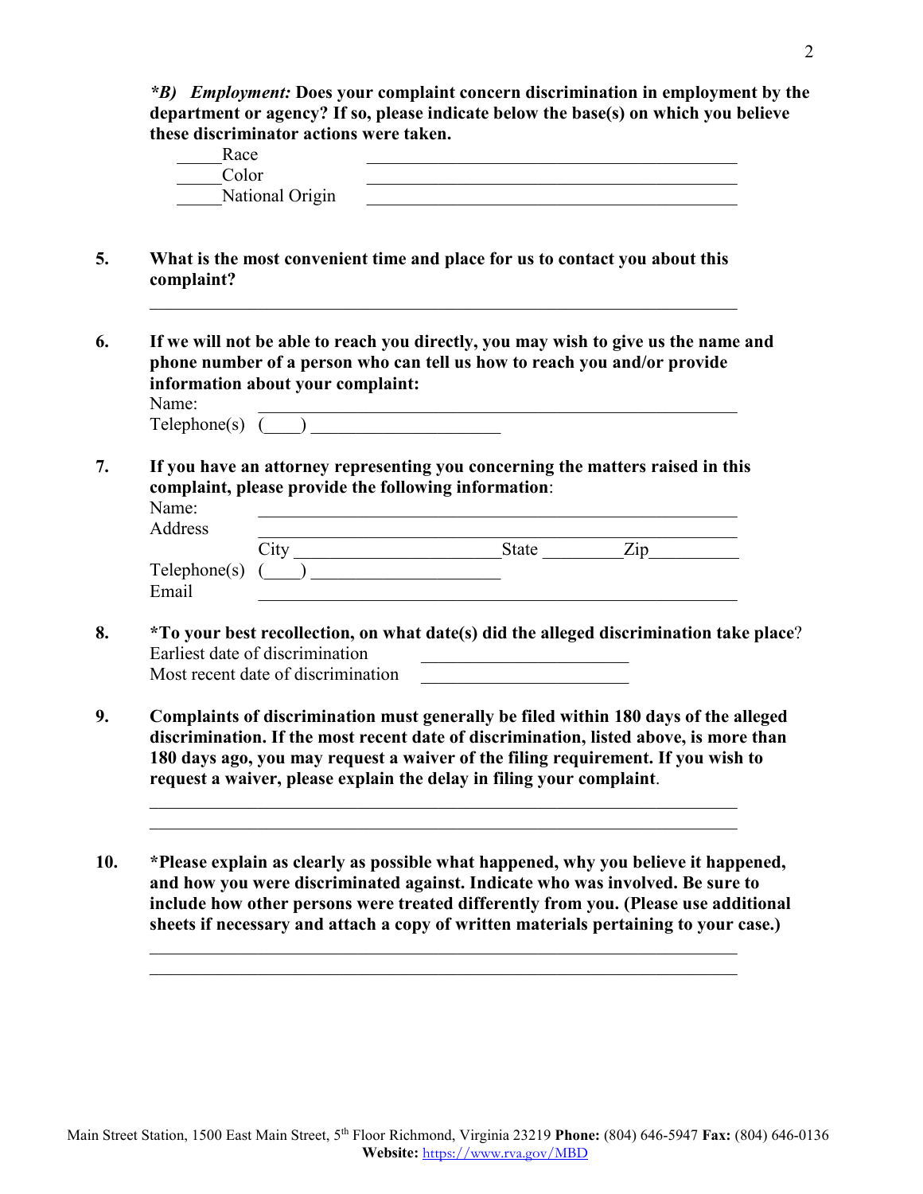***B) Employment:* Does your complaint concern discrimination in employment by the department or agency? If so, please indicate below the base(s) on which you believe these discriminator actions were taken.**

_____Race ________________________________________

_____Color ________________________________________

_____National Origin ________________________________________

**5. What is the most convenient time and place for us to contact you about this complaint?**

________________________________________________________________

**6. If we will not be able to reach you directly, you may wish to give us the name and phone number of a person who can tell us how to reach you and/or provide information about your complaint:**

Name: ________________________________________________

Telephone(s) (____) ____________________

**7. If you have an attorney representing you concerning the matters raised in this complaint, please provide the following information**:

Name: ________________________________________________

Address ________________________________________________

City ______________________ State _________ Zip _________

Telephone(s) (____) ____________________

Email ________________________________________________

**8. *To your best recollection, on what date(s) did the alleged discrimination take place**?

Earliest date of discrimination ______________________

Most recent date of discrimination ______________________

**9. Complaints of discrimination must generally be filed within 180 days of the alleged discrimination. If the most recent date of discrimination, listed above, is more than 180 days ago, you may request a waiver of the filing requirement. If you wish to request a waiver, please explain the delay in filing your complaint**.

________________________________________________________________

________________________________________________________________

**10. *Please explain as clearly as possible what happened, why you believe it happened, and how you were discriminated against. Indicate who was involved. Be sure to include how other persons were treated differently from you. (Please use additional sheets if necessary and attach a copy of written materials pertaining to your case.)**

________________________________________________________________

________________________________________________________________

Main Street Station, 1500 East Main Street, 5th Floor Richmond, Virginia 23219 **Phone:** (804) 646-5947 **Fax:** (804) 646-0136
**Website:** https://www.rva.gov/MBD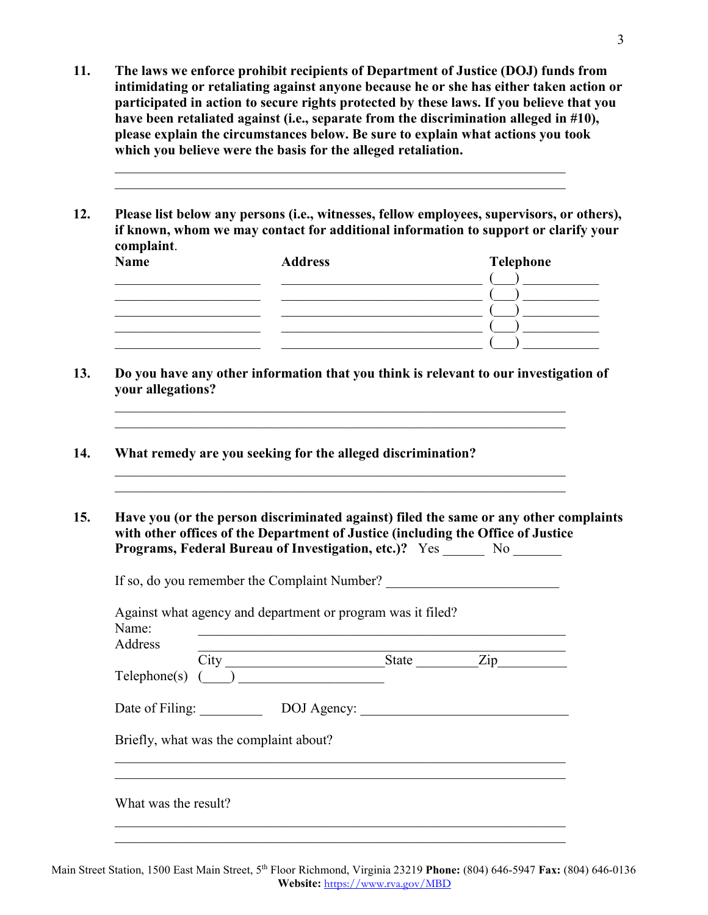11. **The laws we enforce prohibit recipients of Department of Justice (DOJ) funds from intimidating or retaliating against anyone because he or she has either taken action or participated in action to secure rights protected by these laws. If you believe that you have been retaliated against (i.e., separate from the discrimination alleged in #10), please explain the circumstances below. Be sure to explain what actions you took which you believe were the basis for the alleged retaliation.**

    ______________________________________________________________________
    ______________________________________________________________________

12. **Please list below any persons (i.e., witnesses, fellow employees, supervisors, or others), if known, whom we may contact for additional information to support or clarify your complaint.**

| Name | Address | Telephone |
|---|---|---|
| ____________________ | ____________________________ | (___) __________ |
| ____________________ | ____________________________ | (___) __________ |
| ____________________ | ____________________________ | (___) __________ |
| ____________________ | ____________________________ | (___) __________ |
| ____________________ | ____________________________ | (___) __________ |

13. **Do you have any other information that you think is relevant to our investigation of your allegations?**

    ______________________________________________________________________
    ______________________________________________________________________

14. **What remedy are you seeking for the alleged discrimination?**

    ______________________________________________________________________
    ______________________________________________________________________

15. **Have you (or the person discriminated against) filed the same or any other complaints with other offices of the Department of Justice (including the Office of Justice Programs, Federal Bureau of Investigation, etc.)?** Yes ______ No _______

    If so, do you remember the Complaint Number? ________________________

    Against what agency and department or program was it filed?

    Name: ______________________________________________________

    Address ______________________________________________________

    City ______________________ State ________ Zip _________

    Telephone(s) (____) ____________________

    Date of Filing: _________ DOJ Agency: ____________________________

    Briefly, what was the complaint about?

    ______________________________________________________________________
    ______________________________________________________________________

    What was the result?

    ______________________________________________________________________
    ______________________________________________________________________

Main Street Station, 1500 East Main Street, 5th Floor Richmond, Virginia 23219 **Phone:** (804) 646-5947 **Fax:** (804) 646-0136
**Website:** https://www.rva.gov/MBD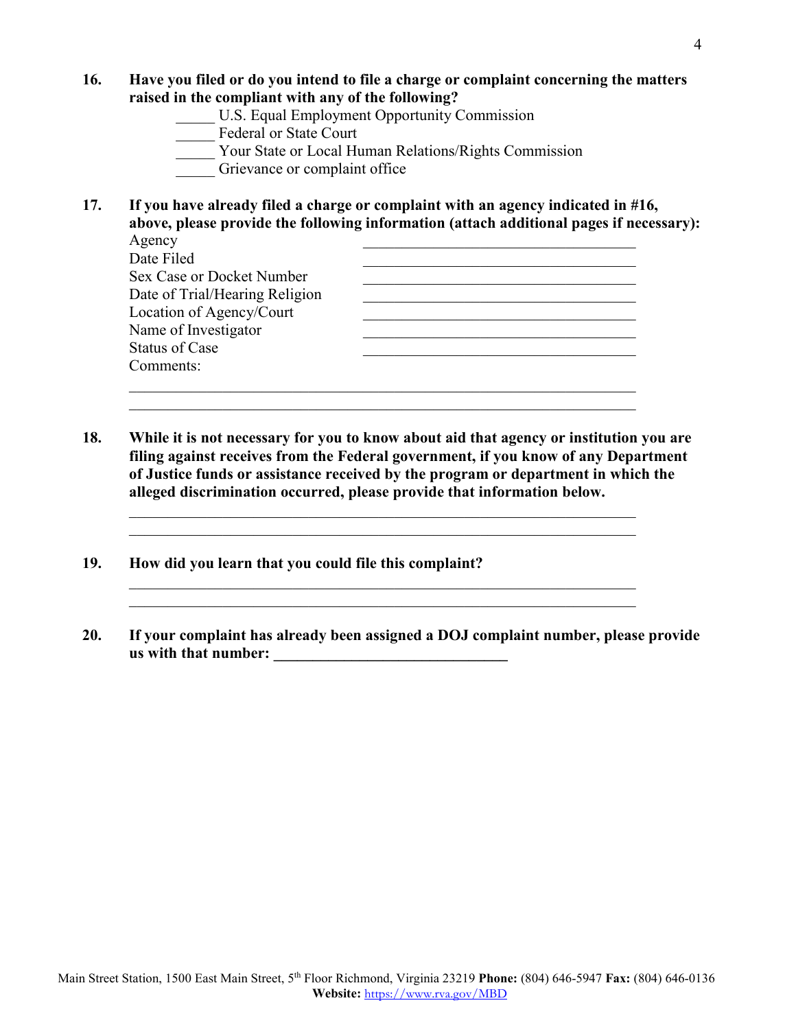16. **Have you filed or do you intend to file a charge or complaint concerning the matters raised in the compliant with any of the following?**

    _____ U.S. Equal Employment Opportunity Commission
    _____ Federal or State Court
    _____ Your State or Local Human Relations/Rights Commission
    _____ Grievance or complaint office

17. **If you have already filed a charge or complaint with an agency indicated in #16, above, please provide the following information (attach additional pages if necessary):**

    Agency ______________________________________
    Date Filed ______________________________________
    Sex Case or Docket Number ______________________________________
    Date of Trial/Hearing Religion ______________________________________
    Location of Agency/Court ______________________________________
    Name of Investigator ______________________________________
    Status of Case ______________________________________
    Comments:

    ______________________________________________________________
    ______________________________________________________________

18. **While it is not necessary for you to know about aid that agency or institution you are filing against receives from the Federal government, if you know of any Department of Justice funds or assistance received by the program or department in which the alleged discrimination occurred, please provide that information below.**

    ______________________________________________________________
    ______________________________________________________________

19. **How did you learn that you could file this complaint?**

    ______________________________________________________________
    ______________________________________________________________

20. **If your complaint has already been assigned a DOJ complaint number, please provide us with that number: ______________________________**

Main Street Station, 1500 East Main Street, 5th Floor Richmond, Virginia 23219 **Phone:** (804) 646-5947 **Fax:** (804) 646-0136
**Website:** https://www.rva.gov/MBD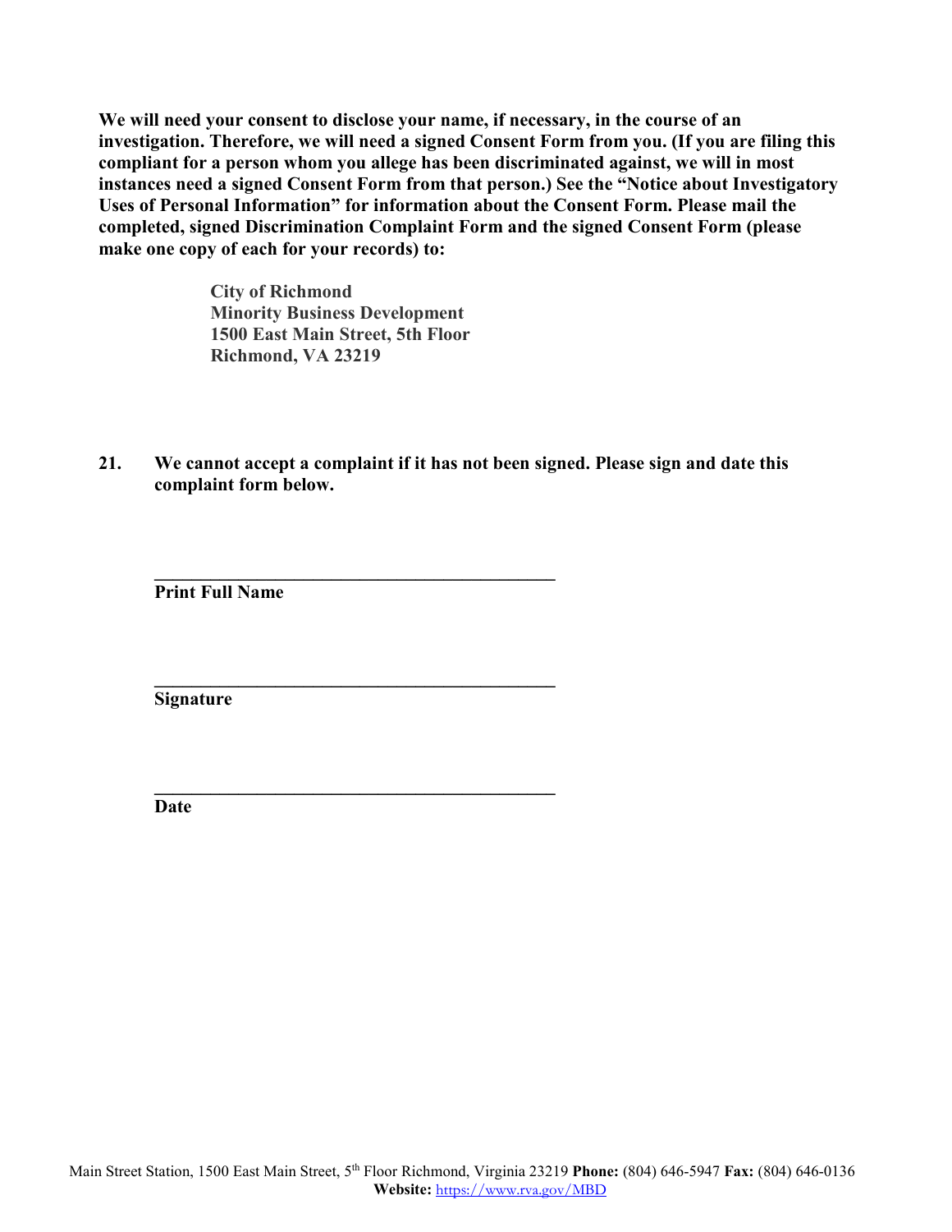**We will need your consent to disclose your name, if necessary, in the course of an investigation. Therefore, we will need a signed Consent Form from you. (If you are filing this compliant for a person whom you allege has been discriminated against, we will in most instances need a signed Consent Form from that person.) See the "Notice about Investigatory Uses of Personal Information" for information about the Consent Form. Please mail the completed, signed Discrimination Complaint Form and the signed Consent Form (please make one copy of each for your records) to:**

**City of Richmond**
**Minority Business Development**
**1500 East Main Street, 5th Floor**
**Richmond, VA 23219**

**21. We cannot accept a complaint if it has not been signed. Please sign and date this complaint form below.**

**_____________________________________________**
**Print Full Name**

**_____________________________________________**
**Signature**

**_____________________________________________**
**Date**

Main Street Station, 1500 East Main Street, 5th Floor Richmond, Virginia 23219 **Phone:** (804) 646-5947 **Fax:** (804) 646-0136
**Website:** https://www.rva.gov/MBD